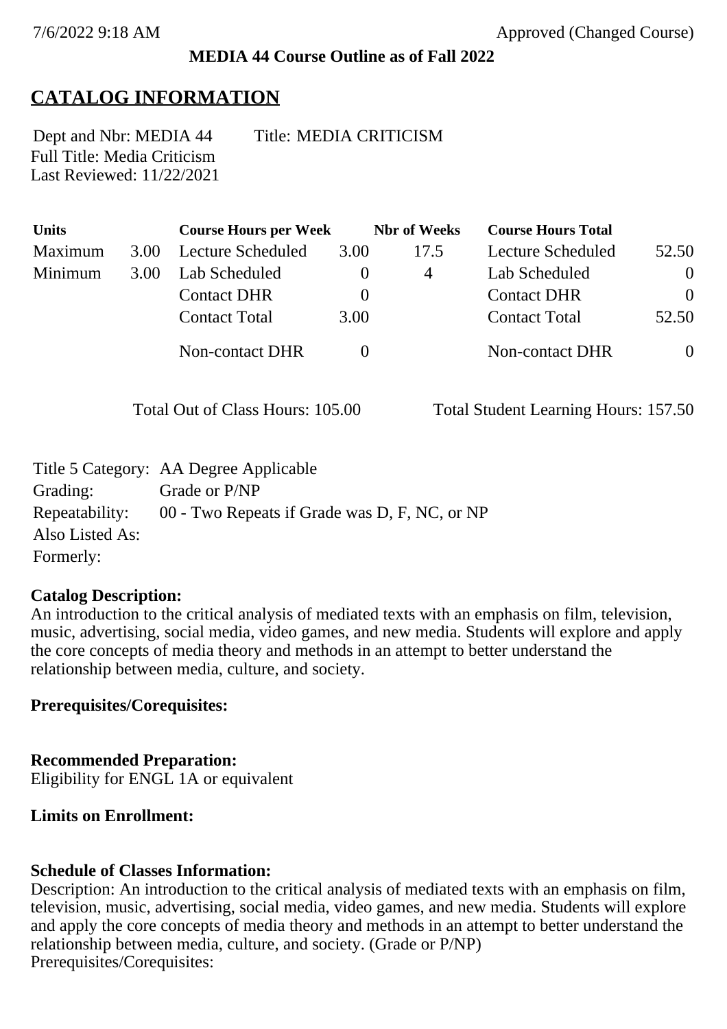7/6/2022 9:18 AM Approved (Changed Course)

**MEDIA 44 Course Outline as of Fall 2022**

# CATALOG INFORMATION

Dept and Nbr: MEDIA 44 Title: MEDIA CRITICISM
Full Title: Media Criticism
Last Reviewed: 11/22/2021

| Units | | Course Hours per Week | | Nbr of Weeks | Course Hours Total | |
|---|---|---|---|---|---|---|
| Maximum | 3.00 | Lecture Scheduled | 3.00 | 17.5 | Lecture Scheduled | 52.50 |
| Minimum | 3.00 | Lab Scheduled | 0 | 4 | Lab Scheduled | 0 |
| | | Contact DHR | 0 | | Contact DHR | 0 |
| | | Contact Total | 3.00 | | Contact Total | 52.50 |
| | | Non-contact DHR | 0 | | Non-contact DHR | 0 |

Total Out of Class Hours: 105.00 Total Student Learning Hours: 157.50

Title 5 Category: AA Degree Applicable
Grading: Grade or P/NP
Repeatability: 00 - Two Repeats if Grade was D, F, NC, or NP
Also Listed As:
Formerly:

**Catalog Description:**
An introduction to the critical analysis of mediated texts with an emphasis on film, television, music, advertising, social media, video games, and new media. Students will explore and apply the core concepts of media theory and methods in an attempt to better understand the relationship between media, culture, and society.

**Prerequisites/Corequisites:**

**Recommended Preparation:**
Eligibility for ENGL 1A or equivalent

**Limits on Enrollment:**

**Schedule of Classes Information:**
Description: An introduction to the critical analysis of mediated texts with an emphasis on film, television, music, advertising, social media, video games, and new media. Students will explore and apply the core concepts of media theory and methods in an attempt to better understand the relationship between media, culture, and society. (Grade or P/NP)
Prerequisites/Corequisites: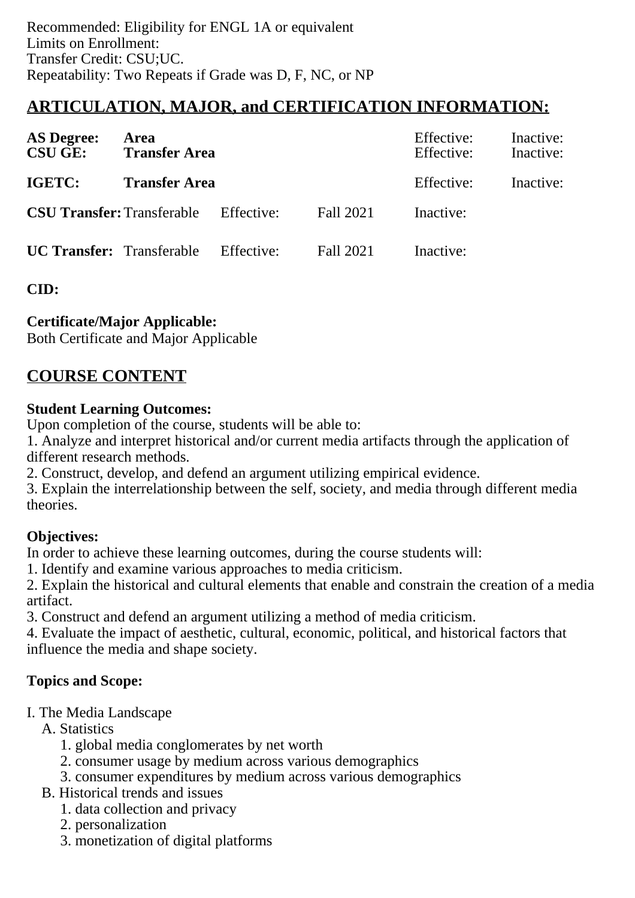Recommended: Eligibility for ENGL 1A or equivalent
Limits on Enrollment:
Transfer Credit: CSU;UC.
Repeatability: Two Repeats if Grade was D, F, NC, or NP

## ARTICULATION, MAJOR, and CERTIFICATION INFORMATION:

| | | | | | |
|---|---|---|---|---|---|
| **AS Degree:** | **Area** | | | Effective: | Inactive: |
| **CSU GE:** | **Transfer Area** | | | Effective: | Inactive: |
| **IGETC:** | **Transfer Area** | | | Effective: | Inactive: |
| **CSU Transfer:** | Transferable | Effective: | Fall 2021 | Inactive: | |
| **UC Transfer:** | Transferable | Effective: | Fall 2021 | Inactive: | |

**CID:**

**Certificate/Major Applicable:**
Both Certificate and Major Applicable

## COURSE CONTENT

**Student Learning Outcomes:**
Upon completion of the course, students will be able to:
1. Analyze and interpret historical and/or current media artifacts through the application of different research methods.
2. Construct, develop, and defend an argument utilizing empirical evidence.
3. Explain the interrelationship between the self, society, and media through different media theories.

**Objectives:**
In order to achieve these learning outcomes, during the course students will:
1. Identify and examine various approaches to media criticism.
2. Explain the historical and cultural elements that enable and constrain the creation of a media artifact.
3. Construct and defend an argument utilizing a method of media criticism.
4. Evaluate the impact of aesthetic, cultural, economic, political, and historical factors that influence the media and shape society.

**Topics and Scope:**

I. The Media Landscape
- A. Statistics
  - 1. global media conglomerates by net worth
  - 2. consumer usage by medium across various demographics
  - 3. consumer expenditures by medium across various demographics
- B. Historical trends and issues
  - 1. data collection and privacy
  - 2. personalization
  - 3. monetization of digital platforms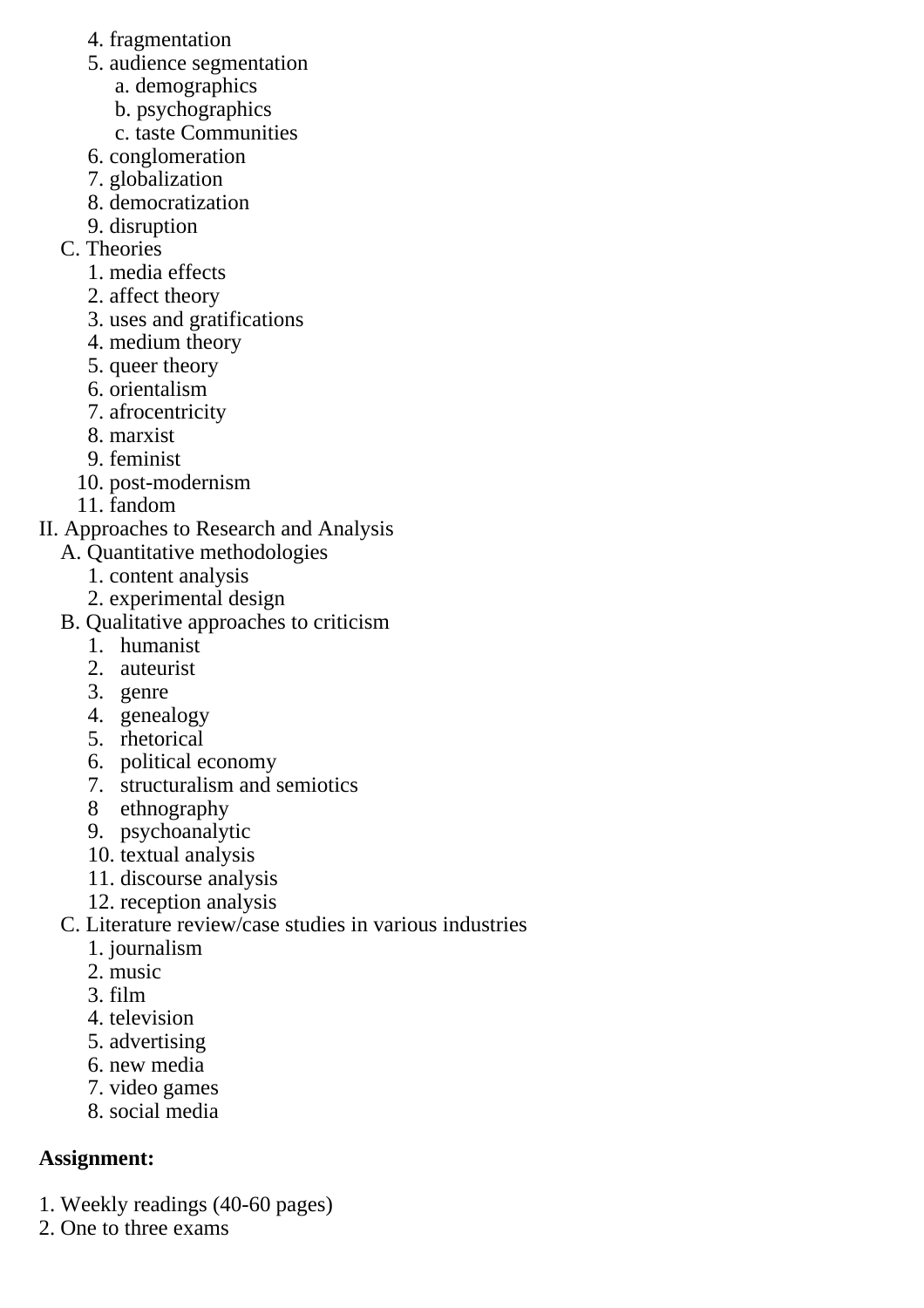4. fragmentation
   5. audience segmentation
      a. demographics
      b. psychographics
      c. taste Communities
   6. conglomeration
   7. globalization
   8. democratization
   9. disruption
- C. Theories
   1. media effects
   2. affect theory
   3. uses and gratifications
   4. medium theory
   5. queer theory
   6. orientalism
   7. afrocentricity
   8. marxist
   9. feminist
   10. post-modernism
   11. fandom

II. Approaches to Research and Analysis
- A. Quantitative methodologies
   1. content analysis
   2. experimental design
- B. Qualitative approaches to criticism
   1. humanist
   2. auteurist
   3. genre
   4. genealogy
   5. rhetorical
   6. political economy
   7. structuralism and semiotics
   8 ethnography
   9. psychoanalytic
   10. textual analysis
   11. discourse analysis
   12. reception analysis
- C. Literature review/case studies in various industries
   1. journalism
   2. music
   3. film
   4. television
   5. advertising
   6. new media
   7. video games
   8. social media

**Assignment:**

1. Weekly readings (40-60 pages)
2. One to three exams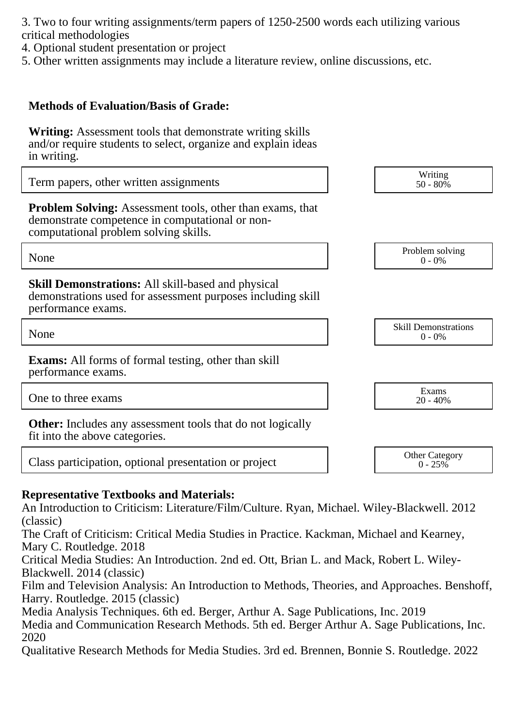3. Two to four writing assignments/term papers of 1250-2500 words each utilizing various critical methodologies
4. Optional student presentation or project
5. Other written assignments may include a literature review, online discussions, etc.

**Methods of Evaluation/Basis of Grade:**

**Writing:** Assessment tools that demonstrate writing skills and/or require students to select, organize and explain ideas in writing.

| | |
|---|---|
| Term papers, other written assignments | Writing<br>50 - 80% |

**Problem Solving:** Assessment tools, other than exams, that demonstrate competence in computational or non-computational problem solving skills.

| | |
|---|---|
| None | Problem solving<br>0 - 0% |

**Skill Demonstrations:** All skill-based and physical demonstrations used for assessment purposes including skill performance exams.

| | |
|---|---|
| None | Skill Demonstrations<br>0 - 0% |

**Exams:** All forms of formal testing, other than skill performance exams.

| | |
|---|---|
| One to three exams | Exams<br>20 - 40% |

**Other:** Includes any assessment tools that do not logically fit into the above categories.

| | |
|---|---|
| Class participation, optional presentation or project | Other Category<br>0 - 25% |

**Representative Textbooks and Materials:**

An Introduction to Criticism: Literature/Film/Culture. Ryan, Michael. Wiley-Blackwell. 2012 (classic)
The Craft of Criticism: Critical Media Studies in Practice. Kackman, Michael and Kearney, Mary C. Routledge. 2018
Critical Media Studies: An Introduction. 2nd ed. Ott, Brian L. and Mack, Robert L. Wiley-Blackwell. 2014 (classic)
Film and Television Analysis: An Introduction to Methods, Theories, and Approaches. Benshoff, Harry. Routledge. 2015 (classic)
Media Analysis Techniques. 6th ed. Berger, Arthur A. Sage Publications, Inc. 2019
Media and Communication Research Methods. 5th ed. Berger Arthur A. Sage Publications, Inc. 2020
Qualitative Research Methods for Media Studies. 3rd ed. Brennen, Bonnie S. Routledge. 2022